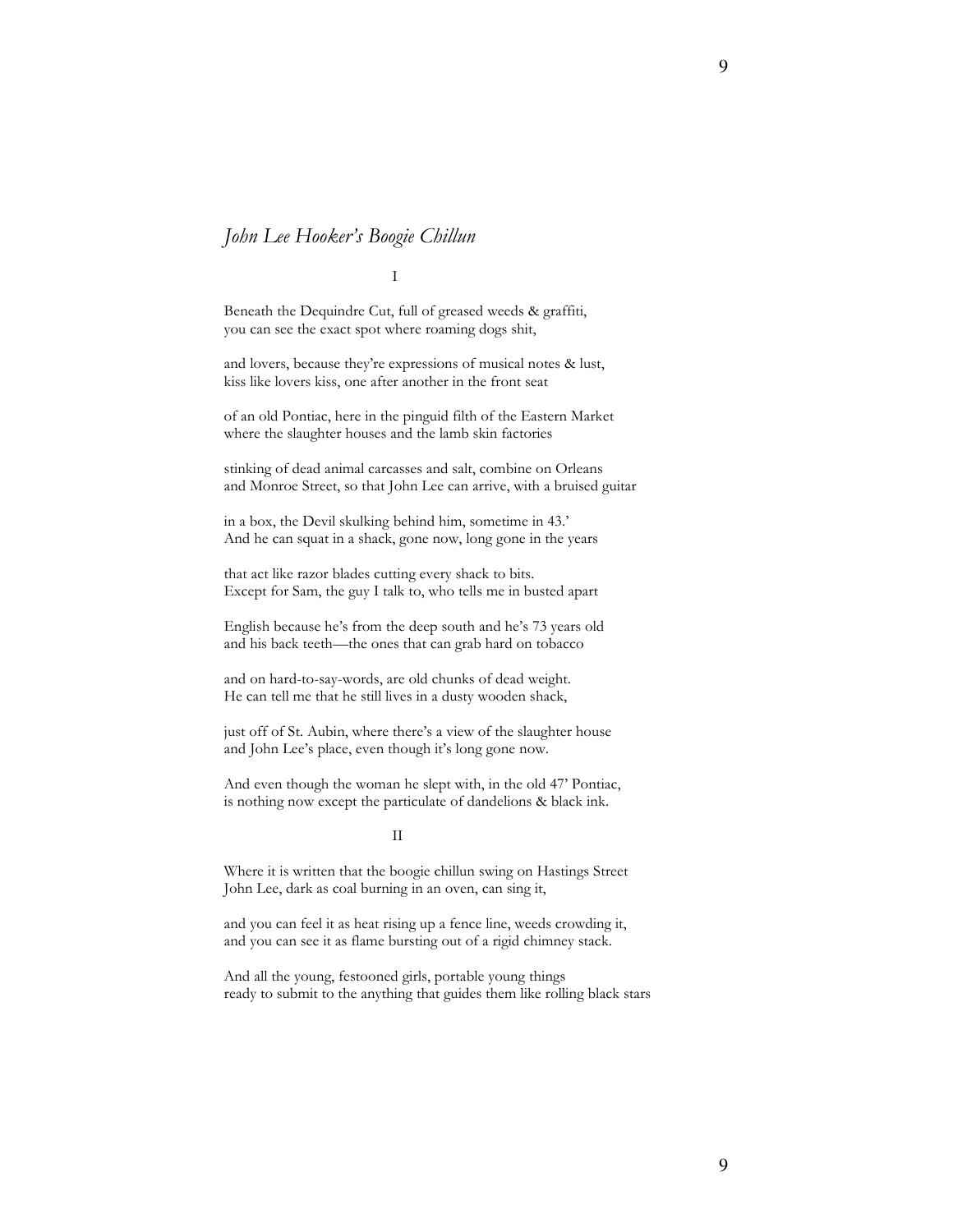## *John Lee Hooker's Boogie Chillun*

I

Beneath the Dequindre Cut, full of greased weeds & graffiti,
you can see the exact spot where roaming dogs shit,

and lovers, because they're expressions of musical notes & lust,
kiss like lovers kiss, one after another in the front seat

of an old Pontiac, here in the pinguid filth of the Eastern Market
where the slaughter houses and the lamb skin factories

stinking of dead animal carcasses and salt, combine on Orleans
and Monroe Street, so that John Lee can arrive, with a bruised guitar

in a box, the Devil skulking behind him, sometime in 43.'
And he can squat in a shack, gone now, long gone in the years

that act like razor blades cutting every shack to bits.
Except for Sam, the guy I talk to, who tells me in busted apart

English because he's from the deep south and he's 73 years old
and his back teeth—the ones that can grab hard on tobacco

and on hard-to-say-words, are old chunks of dead weight.
He can tell me that he still lives in a dusty wooden shack,

just off of St. Aubin, where there's a view of the slaughter house
and John Lee's place, even though it's long gone now.

And even though the woman he slept with, in the old 47' Pontiac,
is nothing now except the particulate of dandelions & black ink.

II

Where it is written that the boogie chillun swing on Hastings Street
John Lee, dark as coal burning in an oven, can sing it,

and you can feel it as heat rising up a fence line, weeds crowding it,
and you can see it as flame bursting out of a rigid chimney stack.

And all the young, festooned girls, portable young things
ready to submit to the anything that guides them like rolling black stars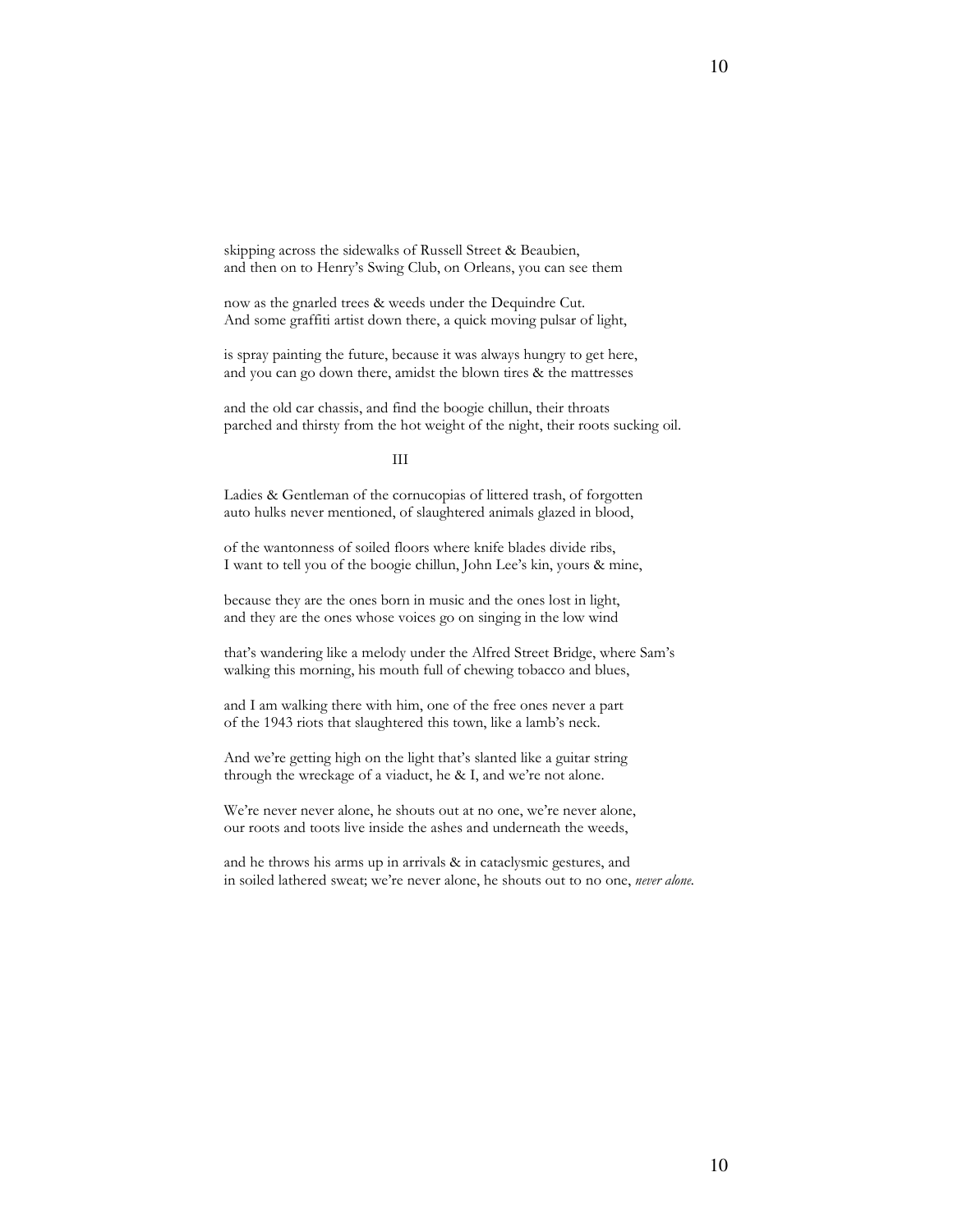skipping across the sidewalks of Russell Street & Beaubien,
and then on to Henry's Swing Club, on Orleans, you can see them

now as the gnarled trees & weeds under the Dequindre Cut.
And some graffiti artist down there, a quick moving pulsar of light,

is spray painting the future, because it was always hungry to get here,
and you can go down there, amidst the blown tires & the mattresses

and the old car chassis, and find the boogie chillun, their throats
parched and thirsty from the hot weight of the night, their roots sucking oil.

III

Ladies & Gentleman of the cornucopias of littered trash, of forgotten
auto hulks never mentioned, of slaughtered animals glazed in blood,

of the wantonness of soiled floors where knife blades divide ribs,
I want to tell you of the boogie chillun, John Lee's kin, yours & mine,

because they are the ones born in music and the ones lost in light,
and they are the ones whose voices go on singing in the low wind

that's wandering like a melody under the Alfred Street Bridge, where Sam's
walking this morning, his mouth full of chewing tobacco and blues,

and I am walking there with him, one of the free ones never a part
of the 1943 riots that slaughtered this town, like a lamb's neck.

And we're getting high on the light that's slanted like a guitar string
through the wreckage of a viaduct, he & I, and we're not alone.

We're never never alone, he shouts out at no one, we're never alone,
our roots and toots live inside the ashes and underneath the weeds,

and he throws his arms up in arrivals & in cataclysmic gestures, and
in soiled lathered sweat; we're never alone, he shouts out to no one, *never alone.*